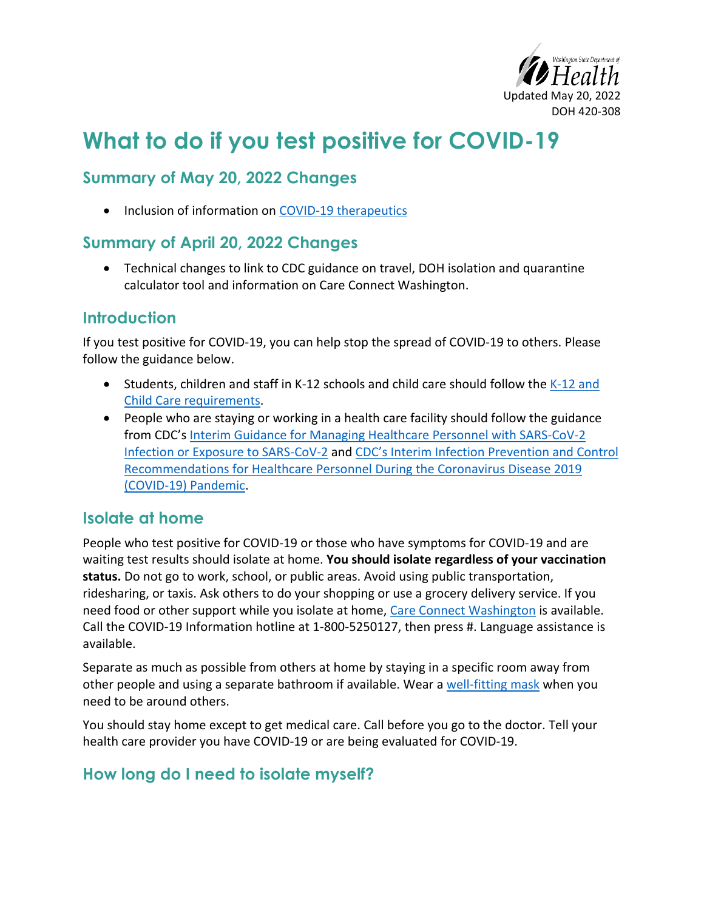Washington State Department of Health

Updated May 20, 2022

DOH 420-308

# What to do if you test positive for COVID-19

## Summary of May 20, 2022 Changes

- Inclusion of information on COVID-19 therapeutics

## Summary of April 20, 2022 Changes

- Technical changes to link to CDC guidance on travel, DOH isolation and quarantine calculator tool and information on Care Connect Washington.

## Introduction

If you test positive for COVID-19, you can help stop the spread of COVID-19 to others. Please follow the guidance below.

- Students, children and staff in K-12 schools and child care should follow the K-12 and Child Care requirements.
- People who are staying or working in a health care facility should follow the guidance from CDC's Interim Guidance for Managing Healthcare Personnel with SARS-CoV-2 Infection or Exposure to SARS-CoV-2 and CDC's Interim Infection Prevention and Control Recommendations for Healthcare Personnel During the Coronavirus Disease 2019 (COVID-19) Pandemic.

## Isolate at home

People who test positive for COVID-19 or those who have symptoms for COVID-19 and are waiting test results should isolate at home. **You should isolate regardless of your vaccination status.** Do not go to work, school, or public areas. Avoid using public transportation, ridesharing, or taxis. Ask others to do your shopping or use a grocery delivery service. If you need food or other support while you isolate at home, Care Connect Washington is available. Call the COVID-19 Information hotline at 1-800-5250127, then press #. Language assistance is available.

Separate as much as possible from others at home by staying in a specific room away from other people and using a separate bathroom if available. Wear a well-fitting mask when you need to be around others.

You should stay home except to get medical care. Call before you go to the doctor. Tell your health care provider you have COVID-19 or are being evaluated for COVID-19.

## How long do I need to isolate myself?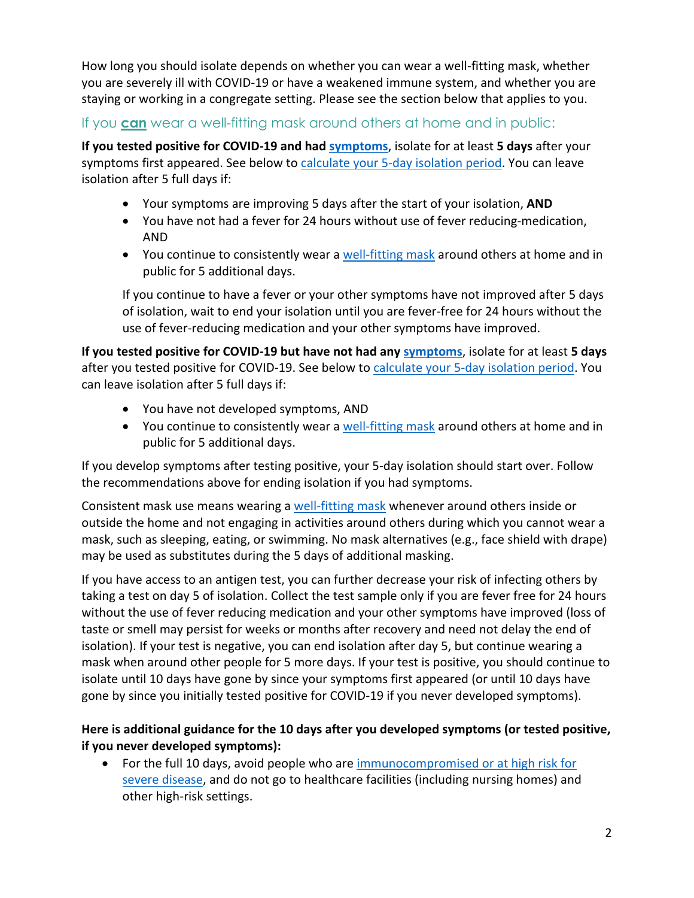How long you should isolate depends on whether you can wear a well-fitting mask, whether you are severely ill with COVID-19 or have a weakened immune system, and whether you are staying or working in a congregate setting. Please see the section below that applies to you.

## If you **can** wear a well-fitting mask around others at home and in public:

**If you tested positive for COVID-19 and had symptoms**, isolate for at least **5 days** after your symptoms first appeared. See below to calculate your 5-day isolation period. You can leave isolation after 5 full days if:

- Your symptoms are improving 5 days after the start of your isolation, **AND**
- You have not had a fever for 24 hours without use of fever reducing-medication, AND
- You continue to consistently wear a well-fitting mask around others at home and in public for 5 additional days.

If you continue to have a fever or your other symptoms have not improved after 5 days of isolation, wait to end your isolation until you are fever-free for 24 hours without the use of fever-reducing medication and your other symptoms have improved.

**If you tested positive for COVID-19 but have not had any symptoms**, isolate for at least **5 days** after you tested positive for COVID-19. See below to calculate your 5-day isolation period. You can leave isolation after 5 full days if:

- You have not developed symptoms, AND
- You continue to consistently wear a well-fitting mask around others at home and in public for 5 additional days.

If you develop symptoms after testing positive, your 5-day isolation should start over. Follow the recommendations above for ending isolation if you had symptoms.

Consistent mask use means wearing a well-fitting mask whenever around others inside or outside the home and not engaging in activities around others during which you cannot wear a mask, such as sleeping, eating, or swimming. No mask alternatives (e.g., face shield with drape) may be used as substitutes during the 5 days of additional masking.

If you have access to an antigen test, you can further decrease your risk of infecting others by taking a test on day 5 of isolation. Collect the test sample only if you are fever free for 24 hours without the use of fever reducing medication and your other symptoms have improved (loss of taste or smell may persist for weeks or months after recovery and need not delay the end of isolation). If your test is negative, you can end isolation after day 5, but continue wearing a mask when around other people for 5 more days. If your test is positive, you should continue to isolate until 10 days have gone by since your symptoms first appeared (or until 10 days have gone by since you initially tested positive for COVID-19 if you never developed symptoms).

**Here is additional guidance for the 10 days after you developed symptoms (or tested positive, if you never developed symptoms):**

- For the full 10 days, avoid people who are immunocompromised or at high risk for severe disease, and do not go to healthcare facilities (including nursing homes) and other high-risk settings.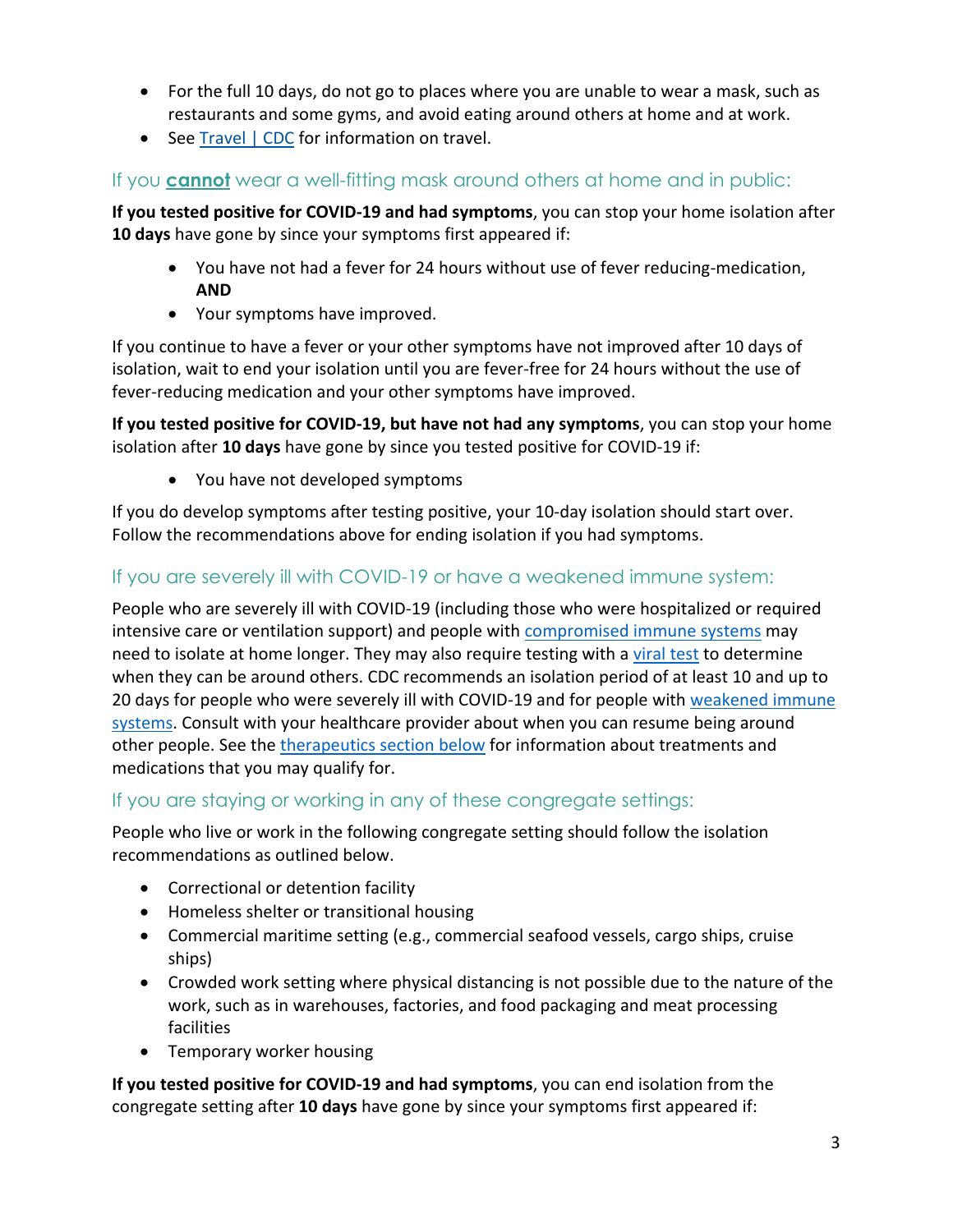- For the full 10 days, do not go to places where you are unable to wear a mask, such as restaurants and some gyms, and avoid eating around others at home and at work.
- See [Travel | CDC](#) for information on travel.

## If you **cannot** wear a well-fitting mask around others at home and in public:

**If you tested positive for COVID-19 and had symptoms**, you can stop your home isolation after **10 days** have gone by since your symptoms first appeared if:

- You have not had a fever for 24 hours without use of fever reducing-medication, **AND**
- Your symptoms have improved.

If you continue to have a fever or your other symptoms have not improved after 10 days of isolation, wait to end your isolation until you are fever-free for 24 hours without the use of fever-reducing medication and your other symptoms have improved.

**If you tested positive for COVID-19, but have not had any symptoms**, you can stop your home isolation after **10 days** have gone by since you tested positive for COVID-19 if:

- You have not developed symptoms

If you do develop symptoms after testing positive, your 10-day isolation should start over. Follow the recommendations above for ending isolation if you had symptoms.

## If you are severely ill with COVID-19 or have a weakened immune system:

People who are severely ill with COVID-19 (including those who were hospitalized or required intensive care or ventilation support) and people with [compromised immune systems](#) may need to isolate at home longer. They may also require testing with a [viral test](#) to determine when they can be around others. CDC recommends an isolation period of at least 10 and up to 20 days for people who were severely ill with COVID-19 and for people with [weakened immune systems](#). Consult with your healthcare provider about when you can resume being around other people. See the [therapeutics section below](#) for information about treatments and medications that you may qualify for.

## If you are staying or working in any of these congregate settings:

People who live or work in the following congregate setting should follow the isolation recommendations as outlined below.

- Correctional or detention facility
- Homeless shelter or transitional housing
- Commercial maritime setting (e.g., commercial seafood vessels, cargo ships, cruise ships)
- Crowded work setting where physical distancing is not possible due to the nature of the work, such as in warehouses, factories, and food packaging and meat processing facilities
- Temporary worker housing

**If you tested positive for COVID-19 and had symptoms**, you can end isolation from the congregate setting after **10 days** have gone by since your symptoms first appeared if: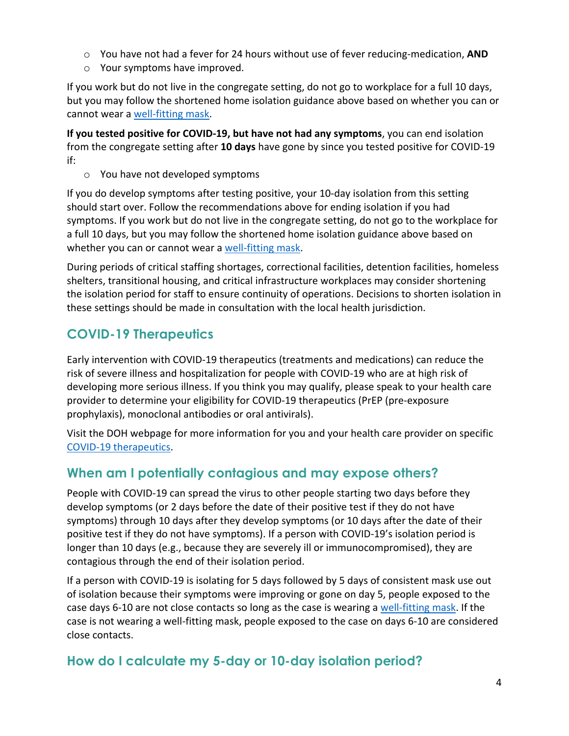- You have not had a fever for 24 hours without use of fever reducing-medication, **AND**
- Your symptoms have improved.

If you work but do not live in the congregate setting, do not go to workplace for a full 10 days, but you may follow the shortened home isolation guidance above based on whether you can or cannot wear a well-fitting mask.

**If you tested positive for COVID-19, but have not had any symptoms**, you can end isolation from the congregate setting after **10 days** have gone by since you tested positive for COVID-19 if:

- You have not developed symptoms

If you do develop symptoms after testing positive, your 10-day isolation from this setting should start over. Follow the recommendations above for ending isolation if you had symptoms. If you work but do not live in the congregate setting, do not go to the workplace for a full 10 days, but you may follow the shortened home isolation guidance above based on whether you can or cannot wear a well-fitting mask.

During periods of critical staffing shortages, correctional facilities, detention facilities, homeless shelters, transitional housing, and critical infrastructure workplaces may consider shortening the isolation period for staff to ensure continuity of operations. Decisions to shorten isolation in these settings should be made in consultation with the local health jurisdiction.

## COVID-19 Therapeutics

Early intervention with COVID-19 therapeutics (treatments and medications) can reduce the risk of severe illness and hospitalization for people with COVID-19 who are at high risk of developing more serious illness. If you think you may qualify, please speak to your health care provider to determine your eligibility for COVID-19 therapeutics (PrEP (pre-exposure prophylaxis), monoclonal antibodies or oral antivirals).

Visit the DOH webpage for more information for you and your health care provider on specific COVID-19 therapeutics.

## When am I potentially contagious and may expose others?

People with COVID-19 can spread the virus to other people starting two days before they develop symptoms (or 2 days before the date of their positive test if they do not have symptoms) through 10 days after they develop symptoms (or 10 days after the date of their positive test if they do not have symptoms). If a person with COVID-19's isolation period is longer than 10 days (e.g., because they are severely ill or immunocompromised), they are contagious through the end of their isolation period.

If a person with COVID-19 is isolating for 5 days followed by 5 days of consistent mask use out of isolation because their symptoms were improving or gone on day 5, people exposed to the case days 6-10 are not close contacts so long as the case is wearing a well-fitting mask. If the case is not wearing a well-fitting mask, people exposed to the case on days 6-10 are considered close contacts.

## How do I calculate my 5-day or 10-day isolation period?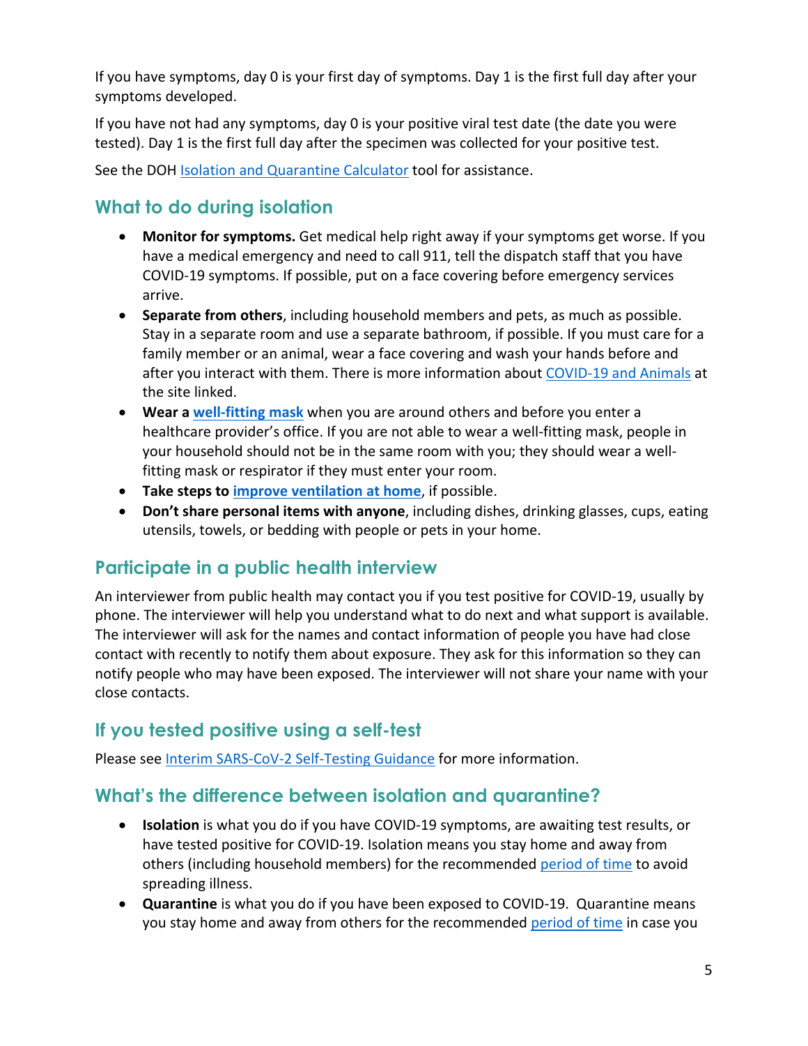If you have symptoms, day 0 is your first day of symptoms. Day 1 is the first full day after your symptoms developed.

If you have not had any symptoms, day 0 is your positive viral test date (the date you were tested). Day 1 is the first full day after the specimen was collected for your positive test.

See the DOH Isolation and Quarantine Calculator tool for assistance.

## What to do during isolation

- **Monitor for symptoms.** Get medical help right away if your symptoms get worse. If you have a medical emergency and need to call 911, tell the dispatch staff that you have COVID-19 symptoms. If possible, put on a face covering before emergency services arrive.
- **Separate from others**, including household members and pets, as much as possible. Stay in a separate room and use a separate bathroom, if possible. If you must care for a family member or an animal, wear a face covering and wash your hands before and after you interact with them. There is more information about COVID-19 and Animals at the site linked.
- **Wear a well-fitting mask** when you are around others and before you enter a healthcare provider's office. If you are not able to wear a well-fitting mask, people in your household should not be in the same room with you; they should wear a well-fitting mask or respirator if they must enter your room.
- **Take steps to improve ventilation at home**, if possible.
- **Don't share personal items with anyone**, including dishes, drinking glasses, cups, eating utensils, towels, or bedding with people or pets in your home.

## Participate in a public health interview

An interviewer from public health may contact you if you test positive for COVID-19, usually by phone. The interviewer will help you understand what to do next and what support is available. The interviewer will ask for the names and contact information of people you have had close contact with recently to notify them about exposure. They ask for this information so they can notify people who may have been exposed. The interviewer will not share your name with your close contacts.

## If you tested positive using a self-test

Please see Interim SARS-CoV-2 Self-Testing Guidance for more information.

## What's the difference between isolation and quarantine?

- **Isolation** is what you do if you have COVID-19 symptoms, are awaiting test results, or have tested positive for COVID-19. Isolation means you stay home and away from others (including household members) for the recommended period of time to avoid spreading illness.
- **Quarantine** is what you do if you have been exposed to COVID-19. Quarantine means you stay home and away from others for the recommended period of time in case you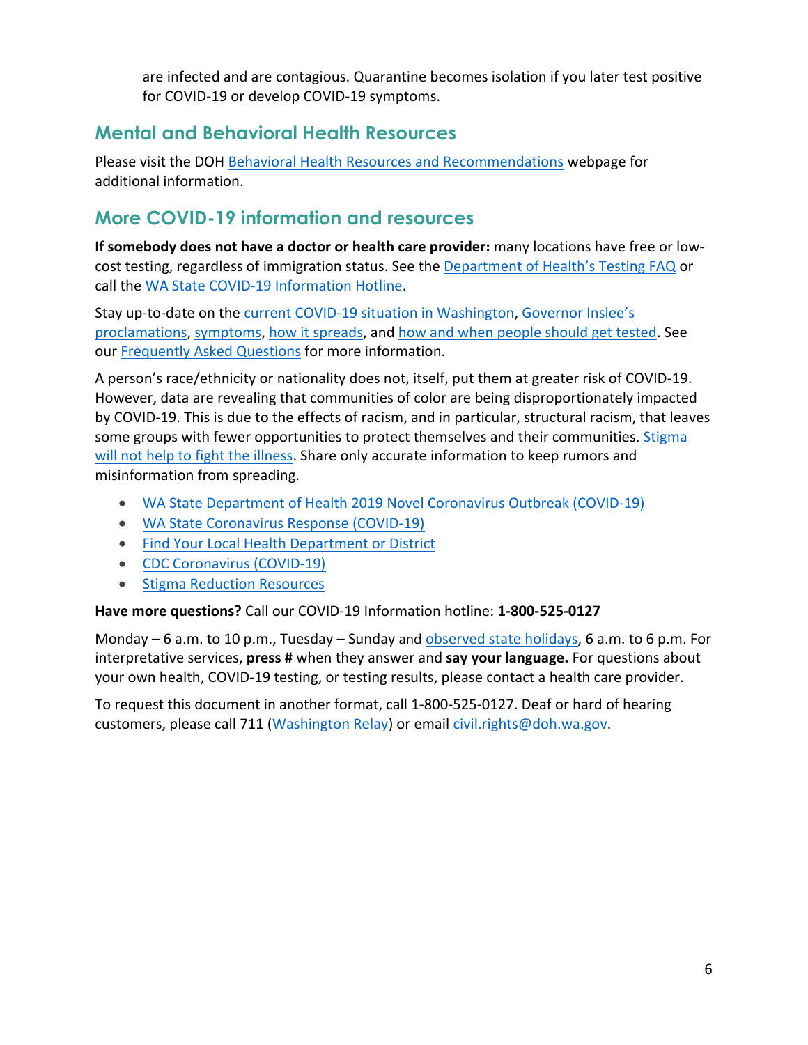are infected and are contagious. Quarantine becomes isolation if you later test positive for COVID-19 or develop COVID-19 symptoms.

## Mental and Behavioral Health Resources

Please visit the DOH Behavioral Health Resources and Recommendations webpage for additional information.

## More COVID-19 information and resources

**If somebody does not have a doctor or health care provider:** many locations have free or low-cost testing, regardless of immigration status. See the Department of Health's Testing FAQ or call the WA State COVID-19 Information Hotline.

Stay up-to-date on the current COVID-19 situation in Washington, Governor Inslee's proclamations, symptoms, how it spreads, and how and when people should get tested. See our Frequently Asked Questions for more information.

A person's race/ethnicity or nationality does not, itself, put them at greater risk of COVID-19. However, data are revealing that communities of color are being disproportionately impacted by COVID-19. This is due to the effects of racism, and in particular, structural racism, that leaves some groups with fewer opportunities to protect themselves and their communities. Stigma will not help to fight the illness. Share only accurate information to keep rumors and misinformation from spreading.

- WA State Department of Health 2019 Novel Coronavirus Outbreak (COVID-19)
- WA State Coronavirus Response (COVID-19)
- Find Your Local Health Department or District
- CDC Coronavirus (COVID-19)
- Stigma Reduction Resources

**Have more questions?** Call our COVID-19 Information hotline: **1-800-525-0127**

Monday – 6 a.m. to 10 p.m., Tuesday – Sunday and observed state holidays, 6 a.m. to 6 p.m. For interpretative services, **press #** when they answer and **say your language.** For questions about your own health, COVID-19 testing, or testing results, please contact a health care provider.

To request this document in another format, call 1-800-525-0127. Deaf or hard of hearing customers, please call 711 (Washington Relay) or email civil.rights@doh.wa.gov.